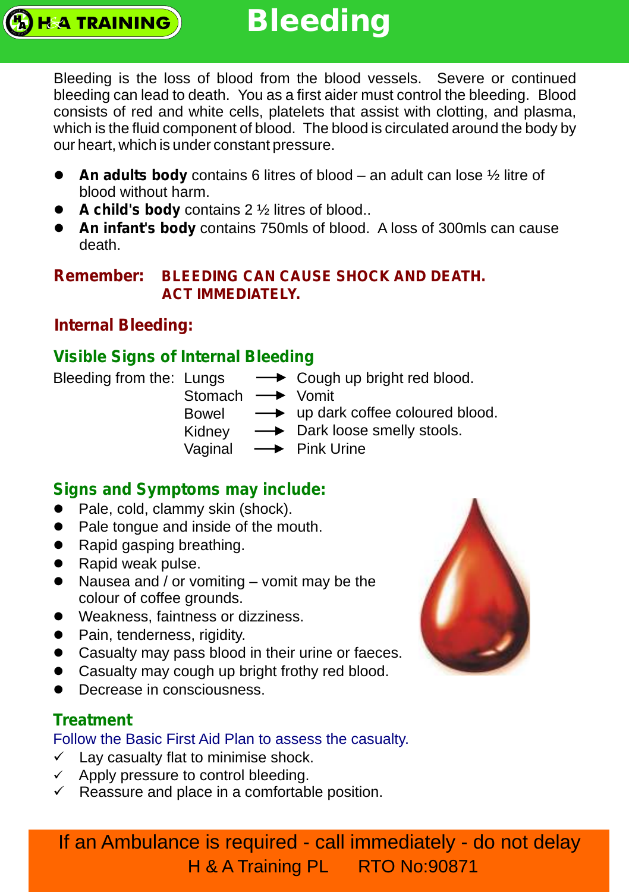# Bleeding

Bleeding is the loss of blood from the blood vessels. Severe or continued bleeding can lead to death. You as a first aider must control the bleeding. Blood consists of red and white cells, platelets that assist with clotting, and plasma, which is the fluid component of blood. The blood is circulated around the body by our heart, which is under constant pressure.

- **An adults body** contains 6 litres of blood – an adult can lose ½ litre of blood without harm.
- **A child's body** contains 2 ½ litres of blood..
- **An infant's body** contains 750mls of blood. A loss of 300mls can cause death.

**Remember:** **BLEEDING CAN CAUSE SHOCK AND DEATH. ACT IMMEDIATELY.**

## Internal Bleeding:

### Visible Signs of Internal Bleeding

| Bleeding from the: | | |
|---|---|---|
| | Lungs → | Cough up bright red blood. |
| | Stomach → | Vomit |
| | Bowel → | up dark coffee coloured blood. |
| | Kidney → | Dark loose smelly stools. |
| | Vaginal → | Pink Urine |

### Signs and Symptoms may include:

- Pale, cold, clammy skin (shock).
- Pale tongue and inside of the mouth.
- Rapid gasping breathing.
- Rapid weak pulse.
- Nausea and / or vomiting – vomit may be the colour of coffee grounds.
- Weakness, faintness or dizziness.
- Pain, tenderness, rigidity.
- Casualty may pass blood in their urine or faeces.
- Casualty may cough up bright frothy red blood.
- Decrease in consciousness.

### Treatment

Follow the Basic First Aid Plan to assess the casualty.

- ✓ Lay casualty flat to minimise shock.
- ✓ Apply pressure to control bleeding.
- ✓ Reassure and place in a comfortable position.

**If an Ambulance is required - call immediately - do not delay**

H & A Training PL RTO No:90871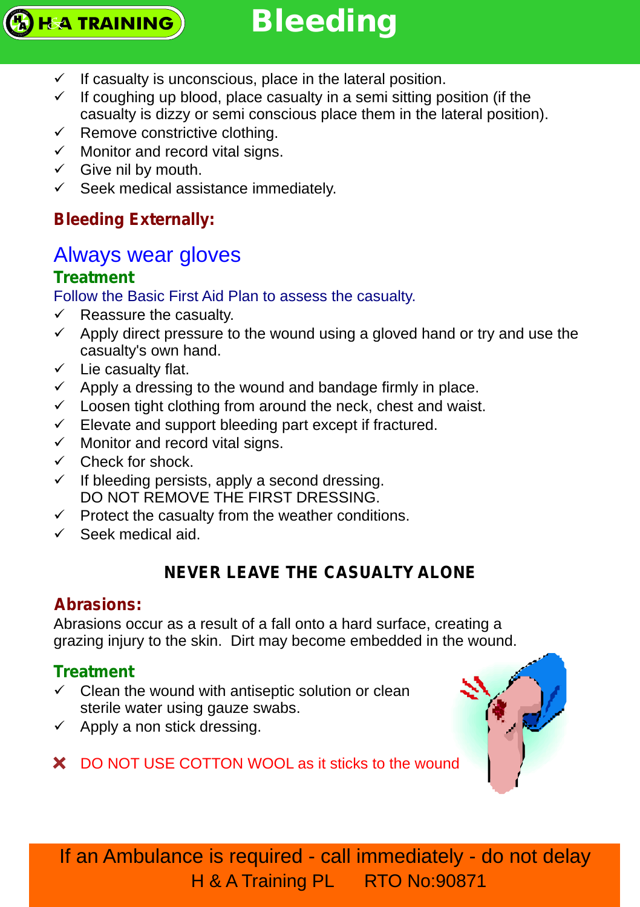- ✓ If casualty is unconscious, place in the lateral position.
- ✓ If coughing up blood, place casualty in a semi sitting position (if the casualty is dizzy or semi conscious place them in the lateral position).
- ✓ Remove constrictive clothing.
- ✓ Monitor and record vital signs.
- ✓ Give nil by mouth.
- ✓ Seek medical assistance immediately.

## Bleeding Externally:

## Always wear gloves

### Treatment

Follow the Basic First Aid Plan to assess the casualty.

- ✓ Reassure the casualty.
- ✓ Apply direct pressure to the wound using a gloved hand or try and use the casualty's own hand.
- ✓ Lie casualty flat.
- ✓ Apply a dressing to the wound and bandage firmly in place.
- ✓ Loosen tight clothing from around the neck, chest and waist.
- ✓ Elevate and support bleeding part except if fractured.
- ✓ Monitor and record vital signs.
- ✓ Check for shock.
- ✓ If bleeding persists, apply a second dressing.
  DO NOT REMOVE THE FIRST DRESSING.
- ✓ Protect the casualty from the weather conditions.
- ✓ Seek medical aid.

**NEVER LEAVE THE CASUALTY ALONE**

## Abrasions:

Abrasions occur as a result of a fall onto a hard surface, creating a grazing injury to the skin. Dirt may become embedded in the wound.

### Treatment

- ✓ Clean the wound with antiseptic solution or clean sterile water using gauze swabs.
- ✓ Apply a non stick dressing.

✘ DO NOT USE COTTON WOOL as it sticks to the wound

If an Ambulance is required - call immediately - do not delay

H & A Training PL RTO No:90871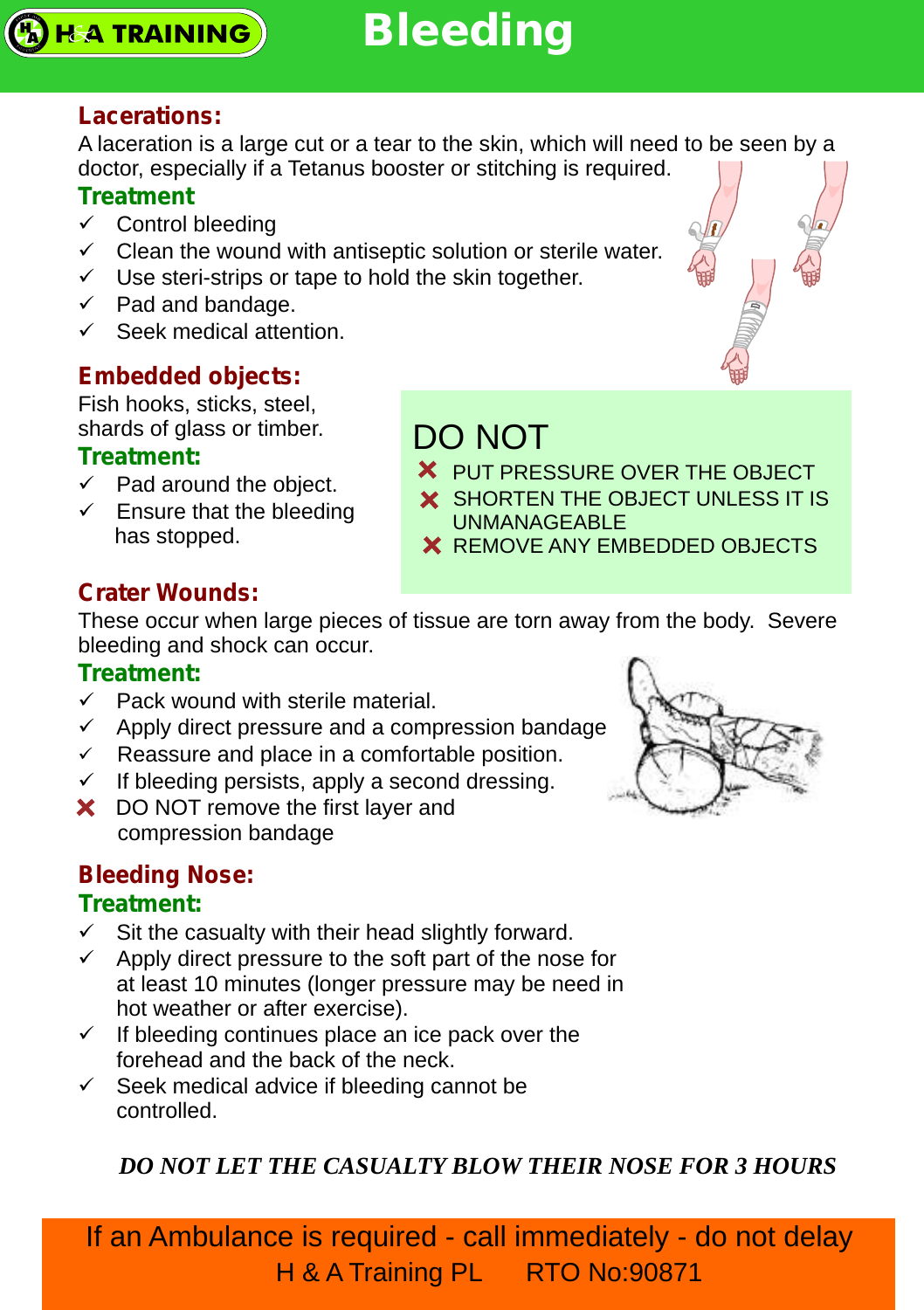# Bleeding

## Lacerations:

A laceration is a large cut or a tear to the skin, which will need to be seen by a doctor, especially if a Tetanus booster or stitching is required.

### Treatment

- ✓ Control bleeding
- ✓ Clean the wound with antiseptic solution or sterile water.
- ✓ Use steri-strips or tape to hold the skin together.
- ✓ Pad and bandage.
- ✓ Seek medical attention.

## Embedded objects:

Fish hooks, sticks, steel, shards of glass or timber.

### Treatment:

- ✓ Pad around the object.
- ✓ Ensure that the bleeding has stopped.

**DO NOT**

- ✗ PUT PRESSURE OVER THE OBJECT
- ✗ SHORTEN THE OBJECT UNLESS IT IS UNMANAGEABLE
- ✗ REMOVE ANY EMBEDDED OBJECTS

## Crater Wounds:

These occur when large pieces of tissue are torn away from the body. Severe bleeding and shock can occur.

### Treatment:

- ✓ Pack wound with sterile material.
- ✓ Apply direct pressure and a compression bandage
- ✓ Reassure and place in a comfortable position.
- ✓ If bleeding persists, apply a second dressing.
- ✗ DO NOT remove the first layer and compression bandage

## Bleeding Nose:

### Treatment:

- ✓ Sit the casualty with their head slightly forward.
- ✓ Apply direct pressure to the soft part of the nose for at least 10 minutes (longer pressure may be need in hot weather or after exercise).
- ✓ If bleeding continues place an ice pack over the forehead and the back of the neck.
- ✓ Seek medical advice if bleeding cannot be controlled.

***DO NOT LET THE CASUALTY BLOW THEIR NOSE FOR 3 HOURS***

If an Ambulance is required - call immediately - do not delay

H & A Training PL RTO No:90871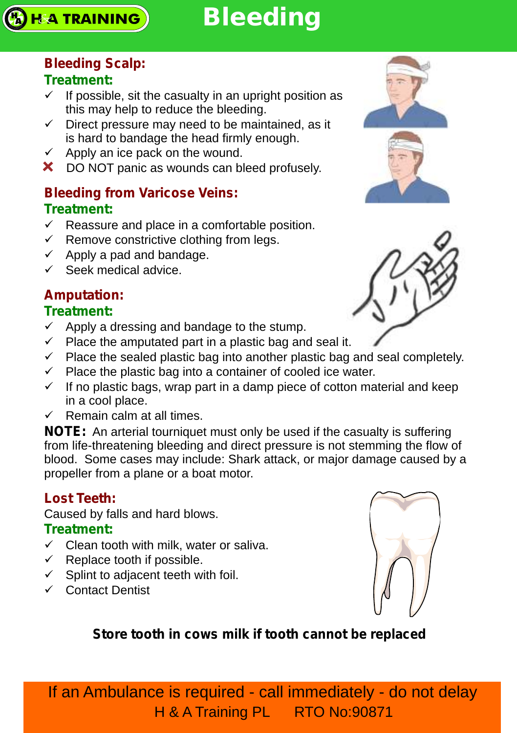# Bleeding

## Bleeding Scalp:

### Treatment:

- ✓ If possible, sit the casualty in an upright position as this may help to reduce the bleeding.
- ✓ Direct pressure may need to be maintained, as it is hard to bandage the head firmly enough.
- ✓ Apply an ice pack on the wound.
- ✗ DO NOT panic as wounds can bleed profusely.

## Bleeding from Varicose Veins:

### Treatment:

- ✓ Reassure and place in a comfortable position.
- ✓ Remove constrictive clothing from legs.
- ✓ Apply a pad and bandage.
- ✓ Seek medical advice.

## Amputation:

### Treatment:

- ✓ Apply a dressing and bandage to the stump.
- ✓ Place the amputated part in a plastic bag and seal it.
- ✓ Place the sealed plastic bag into another plastic bag and seal completely.
- ✓ Place the plastic bag into a container of cooled ice water.
- ✓ If no plastic bags, wrap part in a damp piece of cotton material and keep in a cool place.
- ✓ Remain calm at all times.

**NOTE:** An arterial tourniquet must only be used if the casualty is suffering from life-threatening bleeding and direct pressure is not stemming the flow of blood. Some cases may include: Shark attack, or major damage caused by a propeller from a plane or a boat motor.

## Lost Teeth:

Caused by falls and hard blows.

### Treatment:

- ✓ Clean tooth with milk, water or saliva.
- ✓ Replace tooth if possible.
- ✓ Splint to adjacent teeth with foil.
- ✓ Contact Dentist

**Store tooth in cows milk if tooth cannot be replaced**

If an Ambulance is required - call immediately - do not delay

H & A Training PL RTO No:90871